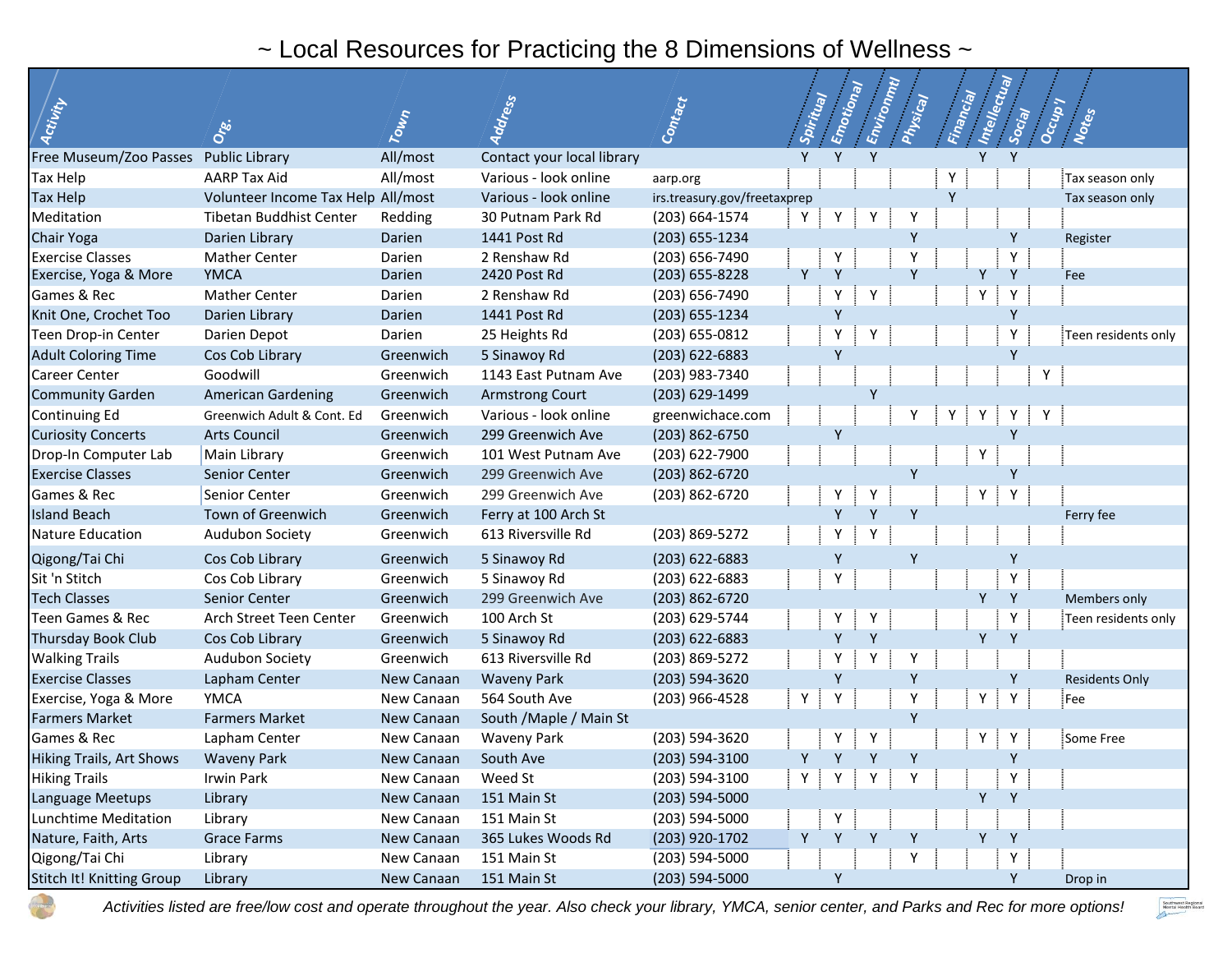# ~ Local Resources for Practicing the 8 Dimensions of Wellness ~

| Activity | Org. | Town | Address | Contact | Spiritual | Emotional | Environmtl | Physical | Financial | Intellectual | Social | Occup'l | Notes |
|---|---|---|---|---|---|---|---|---|---|---|---|---|---|
| Free Museum/Zoo Passes | Public Library | All/most | Contact your local library | | Y | Y | Y | | | Y | Y | | |
| Tax Help | AARP Tax Aid | All/most | Various - look online | aarp.org | | | | | Y | | | | Tax season only |
| Tax Help | Volunteer Income Tax Help | All/most | Various - look online | irs.treasury.gov/freetaxprep | | | | | Y | | | | Tax season only |
| Meditation | Tibetan Buddhist Center | Redding | 30 Putnam Park Rd | (203) 664-1574 | Y | Y | Y | Y | | | | | |
| Chair Yoga | Darien Library | Darien | 1441 Post Rd | (203) 655-1234 | | | | Y | | | Y | | Register |
| Exercise Classes | Mather Center | Darien | 2 Renshaw Rd | (203) 656-7490 | | Y | | Y | | | Y | | |
| Exercise, Yoga & More | YMCA | Darien | 2420 Post Rd | (203) 655-8228 | Y | Y | | Y | | Y | Y | | Fee |
| Games & Rec | Mather Center | Darien | 2 Renshaw Rd | (203) 656-7490 | | Y | Y | | | Y | Y | | |
| Knit One, Crochet Too | Darien Library | Darien | 1441 Post Rd | (203) 655-1234 | | Y | | | | | Y | | |
| Teen Drop-in Center | Darien Depot | Darien | 25 Heights Rd | (203) 655-0812 | | Y | Y | | | | Y | | Teen residents only |
| Adult Coloring Time | Cos Cob Library | Greenwich | 5 Sinawoy Rd | (203) 622-6883 | | Y | | | | | Y | | |
| Career Center | Goodwill | Greenwich | 1143 East Putnam Ave | (203) 983-7340 | | | | | | | | Y | |
| Community Garden | American Gardening | Greenwich | Armstrong Court | (203) 629-1499 | | | Y | | | | | | |
| Continuing Ed | Greenwich Adult & Cont. Ed | Greenwich | Various - look online | greenwichace.com | | | | Y | Y | Y | Y | Y | |
| Curiosity Concerts | Arts Council | Greenwich | 299 Greenwich Ave | (203) 862-6750 | | Y | | | | | Y | | |
| Drop-In Computer Lab | Main Library | Greenwich | 101 West Putnam Ave | (203) 622-7900 | | | | | | Y | | | |
| Exercise Classes | Senior Center | Greenwich | 299 Greenwich Ave | (203) 862-6720 | | | | Y | | | Y | | |
| Games & Rec | Senior Center | Greenwich | 299 Greenwich Ave | (203) 862-6720 | | Y | Y | | | Y | Y | | |
| Island Beach | Town of Greenwich | Greenwich | Ferry at 100 Arch St | | | Y | Y | Y | | | | | Ferry fee |
| Nature Education | Audubon Society | Greenwich | 613 Riversville Rd | (203) 869-5272 | | Y | Y | | | | | | |
| Qigong/Tai Chi | Cos Cob Library | Greenwich | 5 Sinawoy Rd | (203) 622-6883 | | Y | | Y | | | Y | | |
| Sit 'n Stitch | Cos Cob Library | Greenwich | 5 Sinawoy Rd | (203) 622-6883 | | Y | | | | | Y | | |
| Tech Classes | Senior Center | Greenwich | 299 Greenwich Ave | (203) 862-6720 | | | | | | Y | Y | | Members only |
| Teen Games & Rec | Arch Street Teen Center | Greenwich | 100 Arch St | (203) 629-5744 | | Y | Y | | | | Y | | Teen residents only |
| Thursday Book Club | Cos Cob Library | Greenwich | 5 Sinawoy Rd | (203) 622-6883 | | Y | Y | | | Y | Y | | |
| Walking Trails | Audubon Society | Greenwich | 613 Riversville Rd | (203) 869-5272 | | Y | Y | Y | | | | | |
| Exercise Classes | Lapham Center | New Canaan | Waveny Park | (203) 594-3620 | | Y | | Y | | | Y | | Residents Only |
| Exercise, Yoga & More | YMCA | New Canaan | 564 South Ave | (203) 966-4528 | Y | Y | | Y | | Y | Y | | Fee |
| Farmers Market | Farmers Market | New Canaan | South /Maple / Main St | | | | | Y | | | | | |
| Games & Rec | Lapham Center | New Canaan | Waveny Park | (203) 594-3620 | | Y | Y | | | Y | Y | | Some Free |
| Hiking Trails, Art Shows | Waveny Park | New Canaan | South Ave | (203) 594-3100 | Y | Y | Y | Y | | | Y | | |
| Hiking Trails | Irwin Park | New Canaan | Weed St | (203) 594-3100 | Y | Y | Y | Y | | | Y | | |
| Language Meetups | Library | New Canaan | 151 Main St | (203) 594-5000 | | | | | | Y | Y | | |
| Lunchtime Meditation | Library | New Canaan | 151 Main St | (203) 594-5000 | | Y | | | | | | | |
| Nature, Faith, Arts | Grace Farms | New Canaan | 365 Lukes Woods Rd | (203) 920-1702 | Y | Y | Y | Y | | Y | Y | | |
| Qigong/Tai Chi | Library | New Canaan | 151 Main St | (203) 594-5000 | | | | Y | | | Y | | |
| Stitch It! Knitting Group | Library | New Canaan | 151 Main St | (203) 594-5000 | | Y | | | | | Y | | Drop in |

*Activities listed are free/low cost and operate throughout the year. Also check your library, YMCA, senior center, and Parks and Rec for more options!*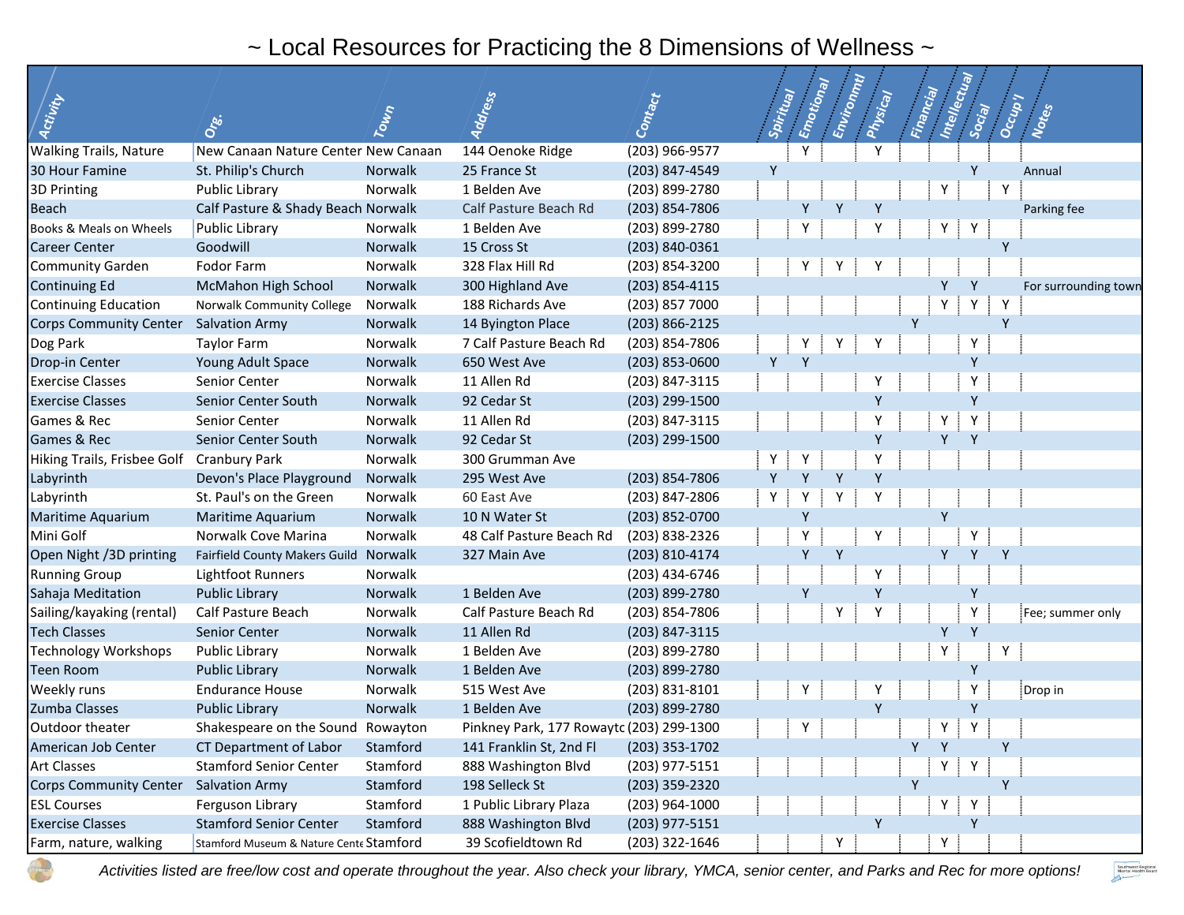# ~ Local Resources for Practicing the 8 Dimensions of Wellness ~

| Activity | Org. | Town | Address | Contact | Spiritual | Emotional | Environmtl | Physical | Financial | Intellectual | Social | Occup'l | Notes |
|---|---|---|---|---|---|---|---|---|---|---|---|---|---|
| Walking Trails, Nature | New Canaan Nature Center | New Canaan | 144 Oenoke Ridge | (203) 966-9577 | | Y | | Y | | | | | |
| 30 Hour Famine | St. Philip's Church | Norwalk | 25 France St | (203) 847-4549 | Y | | | | | | Y | | Annual |
| 3D Printing | Public Library | Norwalk | 1 Belden Ave | (203) 899-2780 | | | | | | Y | | Y | |
| Beach | Calf Pasture & Shady Beach | Norwalk | Calf Pasture Beach Rd | (203) 854-7806 | | Y | Y | Y | | | | | Parking fee |
| Books & Meals on Wheels | Public Library | Norwalk | 1 Belden Ave | (203) 899-2780 | | Y | | Y | | Y | Y | | |
| Career Center | Goodwill | Norwalk | 15 Cross St | (203) 840-0361 | | | | | | | | Y | |
| Community Garden | Fodor Farm | Norwalk | 328 Flax Hill Rd | (203) 854-3200 | | Y | Y | Y | | | | | |
| Continuing Ed | McMahon High School | Norwalk | 300 Highland Ave | (203) 854-4115 | | | | | | Y | Y | | For surrounding town |
| Continuing Education | Norwalk Community College | Norwalk | 188 Richards Ave | (203) 857 7000 | | | | | | Y | Y | Y | |
| Corps Community Center | Salvation Army | Norwalk | 14 Byington Place | (203) 866-2125 | | | | | Y | | | Y | |
| Dog Park | Taylor Farm | Norwalk | 7 Calf Pasture Beach Rd | (203) 854-7806 | | Y | Y | Y | | | Y | | |
| Drop-in Center | Young Adult Space | Norwalk | 650 West Ave | (203) 853-0600 | Y | Y | | | | | Y | | |
| Exercise Classes | Senior Center | Norwalk | 11 Allen Rd | (203) 847-3115 | | | | Y | | | Y | | |
| Exercise Classes | Senior Center South | Norwalk | 92 Cedar St | (203) 299-1500 | | | | Y | | | Y | | |
| Games & Rec | Senior Center | Norwalk | 11 Allen Rd | (203) 847-3115 | | | | Y | | Y | Y | | |
| Games & Rec | Senior Center South | Norwalk | 92 Cedar St | (203) 299-1500 | | | | Y | | Y | Y | | |
| Hiking Trails, Frisbee Golf | Cranbury Park | Norwalk | 300 Grumman Ave | | Y | Y | | Y | | | | | |
| Labyrinth | Devon's Place Playground | Norwalk | 295 West Ave | (203) 854-7806 | Y | Y | Y | Y | | | | | |
| Labyrinth | St. Paul's on the Green | Norwalk | 60 East Ave | (203) 847-2806 | Y | Y | Y | Y | | | | | |
| Maritime Aquarium | Maritime Aquarium | Norwalk | 10 N Water St | (203) 852-0700 | | Y | | | | Y | | | |
| Mini Golf | Norwalk Cove Marina | Norwalk | 48 Calf Pasture Beach Rd | (203) 838-2326 | | Y | | Y | | | Y | | |
| Open Night /3D printing | Fairfield County Makers Guild | Norwalk | 327 Main Ave | (203) 810-4174 | | Y | Y | | | Y | Y | Y | |
| Running Group | Lightfoot Runners | Norwalk | | (203) 434-6746 | | | | Y | | | | | |
| Sahaja Meditation | Public Library | Norwalk | 1 Belden Ave | (203) 899-2780 | | Y | | Y | | | Y | | |
| Sailing/kayaking (rental) | Calf Pasture Beach | Norwalk | Calf Pasture Beach Rd | (203) 854-7806 | | | Y | Y | | | Y | | Fee; summer only |
| Tech Classes | Senior Center | Norwalk | 11 Allen Rd | (203) 847-3115 | | | | | | Y | Y | | |
| Technology Workshops | Public Library | Norwalk | 1 Belden Ave | (203) 899-2780 | | | | | | Y | | Y | |
| Teen Room | Public Library | Norwalk | 1 Belden Ave | (203) 899-2780 | | | | | | | Y | | |
| Weekly runs | Endurance House | Norwalk | 515 West Ave | (203) 831-8101 | | Y | | Y | | | Y | | Drop in |
| Zumba Classes | Public Library | Norwalk | 1 Belden Ave | (203) 899-2780 | | | | Y | | | Y | | |
| Outdoor theater | Shakespeare on the Sound | Rowayton | Pinkney Park, 177 Rowaytc | (203) 299-1300 | | Y | | | | Y | Y | | |
| American Job Center | CT Department of Labor | Stamford | 141 Franklin St, 2nd Fl | (203) 353-1702 | | | | | Y | Y | | Y | |
| Art Classes | Stamford Senior Center | Stamford | 888 Washington Blvd | (203) 977-5151 | | | | | | Y | Y | | |
| Corps Community Center | Salvation Army | Stamford | 198 Selleck St | (203) 359-2320 | | | | | Y | | | Y | |
| ESL Courses | Ferguson Library | Stamford | 1 Public Library Plaza | (203) 964-1000 | | | | | | Y | Y | | |
| Exercise Classes | Stamford Senior Center | Stamford | 888 Washington Blvd | (203) 977-5151 | | | | Y | | | Y | | |
| Farm, nature, walking | Stamford Museum & Nature Cente | Stamford | 39 Scofieldtown Rd | (203) 322-1646 | | | Y | | | Y | | | |

*Activities listed are free/low cost and operate throughout the year. Also check your library, YMCA, senior center, and Parks and Rec for more options!*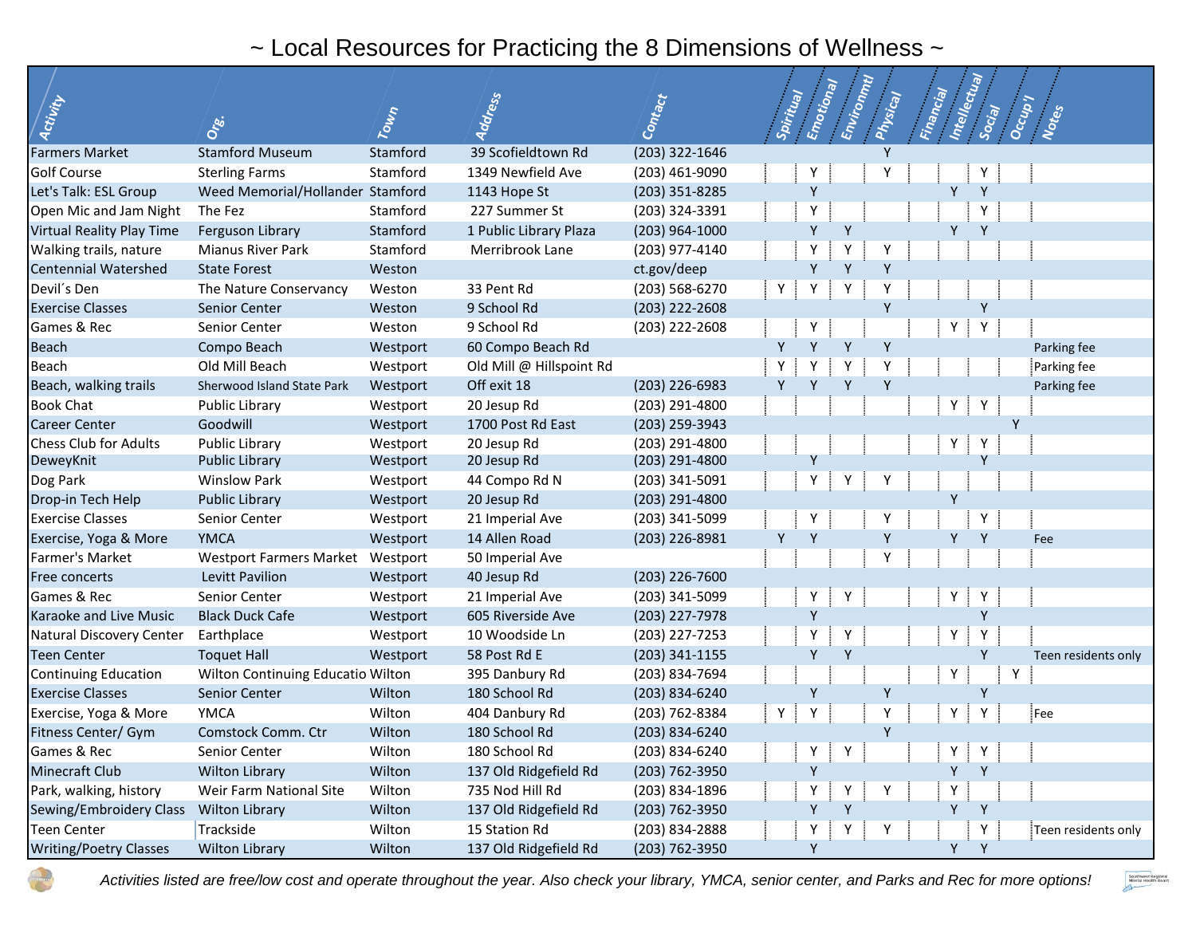# ~ Local Resources for Practicing the 8 Dimensions of Wellness ~

| Activity | Org. | Town | Address | Contact | Spiritual | Emotional | Environmtl | Physical | Financial | Intellectual | Social | Occup'l | Notes |
|---|---|---|---|---|---|---|---|---|---|---|---|---|---|
| Farmers Market | Stamford Museum | Stamford | 39 Scofieldtown Rd | (203) 322-1646 | | | | Y | | | | | |
| Golf Course | Sterling Farms | Stamford | 1349 Newfield Ave | (203) 461-9090 | | Y | | Y | | | Y | | |
| Let's Talk: ESL Group | Weed Memorial/Hollander | Stamford | 1143 Hope St | (203) 351-8285 | | Y | | | | Y | Y | | |
| Open Mic and Jam Night | The Fez | Stamford | 227 Summer St | (203) 324-3391 | | Y | | | | | Y | | |
| Virtual Reality Play Time | Ferguson Library | Stamford | 1 Public Library Plaza | (203) 964-1000 | | Y | Y | | | Y | Y | | |
| Walking trails, nature | Mianus River Park | Stamford | Merribrook Lane | (203) 977-4140 | | Y | Y | Y | | | | | |
| Centennial Watershed | State Forest | Weston | | ct.gov/deep | | Y | Y | Y | | | | | |
| Devil´s Den | The Nature Conservancy | Weston | 33 Pent Rd | (203) 568-6270 | Y | Y | Y | Y | | | | | |
| Exercise Classes | Senior Center | Weston | 9 School Rd | (203) 222-2608 | | | | Y | | | Y | | |
| Games & Rec | Senior Center | Weston | 9 School Rd | (203) 222-2608 | | Y | | | | Y | Y | | |
| Beach | Compo Beach | Westport | 60 Compo Beach Rd | | Y | Y | Y | Y | | | | | Parking fee |
| Beach | Old Mill Beach | Westport | Old Mill @ Hillspoint Rd | | Y | Y | Y | Y | | | | | Parking fee |
| Beach, walking trails | Sherwood Island State Park | Westport | Off exit 18 | (203) 226-6983 | Y | Y | Y | Y | | | | | Parking fee |
| Book Chat | Public Library | Westport | 20 Jesup Rd | (203) 291-4800 | | | | | | Y | Y | | |
| Career Center | Goodwill | Westport | 1700 Post Rd East | (203) 259-3943 | | | | | | | | Y | |
| Chess Club for Adults | Public Library | Westport | 20 Jesup Rd | (203) 291-4800 | | | | | | Y | Y | | |
| DeweyKnit | Public Library | Westport | 20 Jesup Rd | (203) 291-4800 | | Y | | | | | Y | | |
| Dog Park | Winslow Park | Westport | 44 Compo Rd N | (203) 341-5091 | | Y | Y | Y | | | | | |
| Drop-in Tech Help | Public Library | Westport | 20 Jesup Rd | (203) 291-4800 | | | | | | Y | | | |
| Exercise Classes | Senior Center | Westport | 21 Imperial Ave | (203) 341-5099 | | Y | | Y | | | Y | | |
| Exercise, Yoga & More | YMCA | Westport | 14 Allen Road | (203) 226-8981 | Y | Y | | Y | | Y | Y | | Fee |
| Farmer's Market | Westport Farmers Market | Westport | 50 Imperial Ave | | | | | Y | | | | | |
| Free concerts | Levitt Pavilion | Westport | 40 Jesup Rd | (203) 226-7600 | | | | | | | | | |
| Games & Rec | Senior Center | Westport | 21 Imperial Ave | (203) 341-5099 | | Y | Y | | | Y | Y | | |
| Karaoke and Live Music | Black Duck Cafe | Westport | 605 Riverside Ave | (203) 227-7978 | | Y | | | | | Y | | |
| Natural Discovery Center | Earthplace | Westport | 10 Woodside Ln | (203) 227-7253 | | Y | Y | | | Y | Y | | |
| Teen Center | Toquet Hall | Westport | 58 Post Rd E | (203) 341-1155 | | Y | Y | | | | Y | | Teen residents only |
| Continuing Education | Wilton Continuing Educatio | Wilton | 395 Danbury Rd | (203) 834-7694 | | | | | | Y | | Y | |
| Exercise Classes | Senior Center | Wilton | 180 School Rd | (203) 834-6240 | | Y | | Y | | | Y | | |
| Exercise, Yoga & More | YMCA | Wilton | 404 Danbury Rd | (203) 762-8384 | Y | Y | | Y | | Y | Y | | Fee |
| Fitness Center/ Gym | Comstock Comm. Ctr | Wilton | 180 School Rd | (203) 834-6240 | | | | Y | | | | | |
| Games & Rec | Senior Center | Wilton | 180 School Rd | (203) 834-6240 | | Y | Y | | | Y | Y | | |
| Minecraft Club | Wilton Library | Wilton | 137 Old Ridgefield Rd | (203) 762-3950 | | Y | | | | Y | Y | | |
| Park, walking, history | Weir Farm National Site | Wilton | 735 Nod Hill Rd | (203) 834-1896 | | Y | Y | Y | | Y | | | |
| Sewing/Embroidery Class | Wilton Library | Wilton | 137 Old Ridgefield Rd | (203) 762-3950 | | Y | Y | | | Y | Y | | |
| Teen Center | Trackside | Wilton | 15 Station Rd | (203) 834-2888 | | Y | Y | Y | | | Y | | Teen residents only |
| Writing/Poetry Classes | Wilton Library | Wilton | 137 Old Ridgefield Rd | (203) 762-3950 | | Y | | | | Y | Y | | |

*Activities listed are free/low cost and operate throughout the year. Also check your library, YMCA, senior center, and Parks and Rec for more options!*